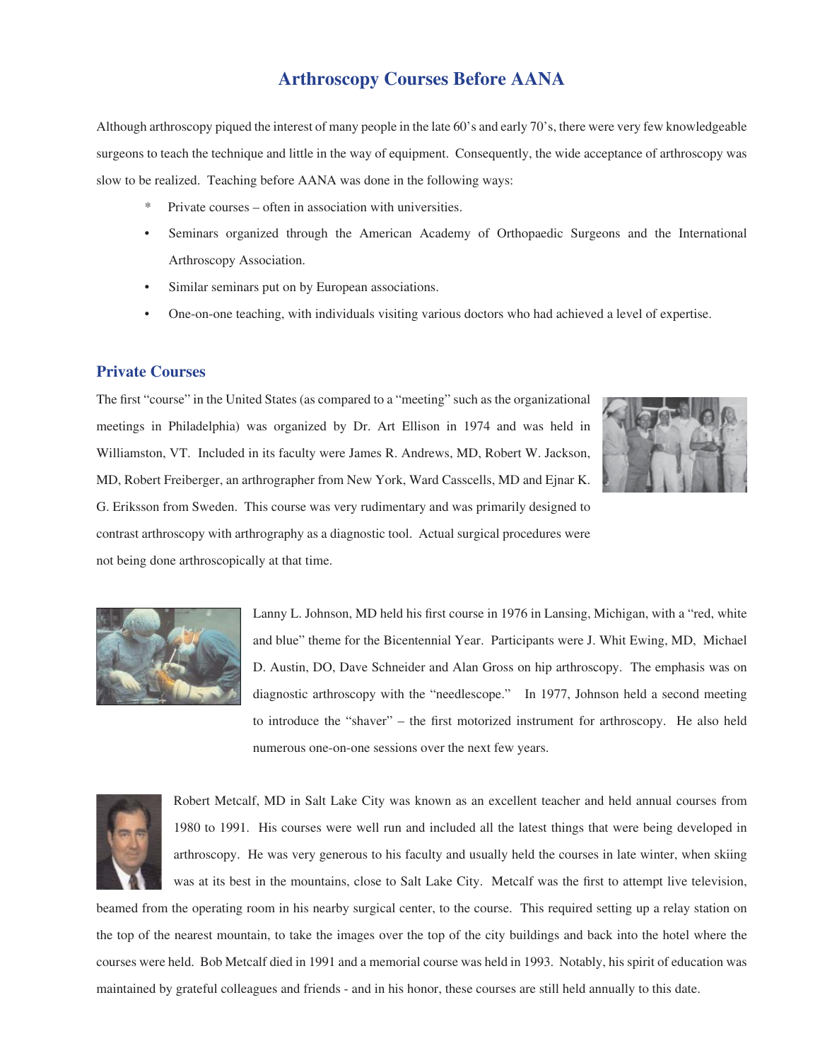# Arthroscopy Courses Before AANA

Although arthroscopy piqued the interest of many people in the late 60's and early 70's, there were very few knowledgeable surgeons to teach the technique and little in the way of equipment. Consequently, the wide acceptance of arthroscopy was slow to be realized. Teaching before AANA was done in the following ways:

- Private courses – often in association with universities.
- Seminars organized through the American Academy of Orthopaedic Surgeons and the International Arthroscopy Association.
- Similar seminars put on by European associations.
- One-on-one teaching, with individuals visiting various doctors who had achieved a level of expertise.

## Private Courses

The first "course" in the United States (as compared to a "meeting" such as the organizational meetings in Philadelphia) was organized by Dr. Art Ellison in 1974 and was held in Williamston, VT. Included in its faculty were James R. Andrews, MD, Robert W. Jackson, MD, Robert Freiberger, an arthrographer from New York, Ward Casscells, MD and Ejnar K. G. Eriksson from Sweden. This course was very rudimentary and was primarily designed to contrast arthroscopy with arthrography as a diagnostic tool. Actual surgical procedures were not being done arthroscopically at that time.

Lanny L. Johnson, MD held his first course in 1976 in Lansing, Michigan, with a "red, white and blue" theme for the Bicentennial Year. Participants were J. Whit Ewing, MD, Michael D. Austin, DO, Dave Schneider and Alan Gross on hip arthroscopy. The emphasis was on diagnostic arthroscopy with the "needlescope." In 1977, Johnson held a second meeting to introduce the "shaver" – the first motorized instrument for arthroscopy. He also held numerous one-on-one sessions over the next few years.

Robert Metcalf, MD in Salt Lake City was known as an excellent teacher and held annual courses from 1980 to 1991. His courses were well run and included all the latest things that were being developed in arthroscopy. He was very generous to his faculty and usually held the courses in late winter, when skiing was at its best in the mountains, close to Salt Lake City. Metcalf was the first to attempt live television, beamed from the operating room in his nearby surgical center, to the course. This required setting up a relay station on the top of the nearest mountain, to take the images over the top of the city buildings and back into the hotel where the courses were held. Bob Metcalf died in 1991 and a memorial course was held in 1993. Notably, his spirit of education was maintained by grateful colleagues and friends - and in his honor, these courses are still held annually to this date.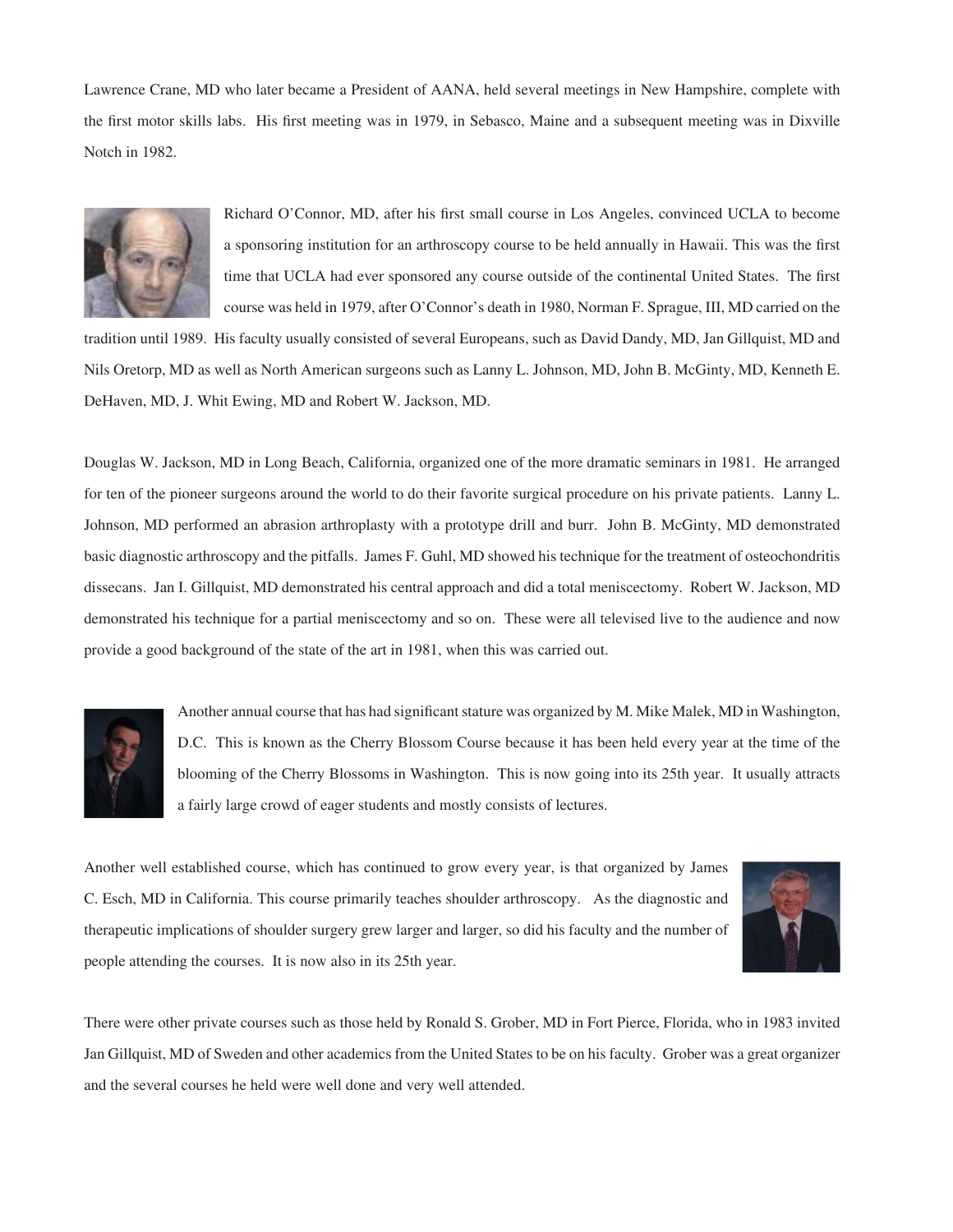Lawrence Crane, MD who later became a President of AANA, held several meetings in New Hampshire, complete with the first motor skills labs. His first meeting was in 1979, in Sebasco, Maine and a subsequent meeting was in Dixville Notch in 1982.

Richard O'Connor, MD, after his first small course in Los Angeles, convinced UCLA to become a sponsoring institution for an arthroscopy course to be held annually in Hawaii. This was the first time that UCLA had ever sponsored any course outside of the continental United States. The first course was held in 1979, after O'Connor's death in 1980, Norman F. Sprague, III, MD carried on the tradition until 1989. His faculty usually consisted of several Europeans, such as David Dandy, MD, Jan Gillquist, MD and Nils Oretorp, MD as well as North American surgeons such as Lanny L. Johnson, MD, John B. McGinty, MD, Kenneth E. DeHaven, MD, J. Whit Ewing, MD and Robert W. Jackson, MD.

Douglas W. Jackson, MD in Long Beach, California, organized one of the more dramatic seminars in 1981. He arranged for ten of the pioneer surgeons around the world to do their favorite surgical procedure on his private patients. Lanny L. Johnson, MD performed an abrasion arthroplasty with a prototype drill and burr. John B. McGinty, MD demonstrated basic diagnostic arthroscopy and the pitfalls. James F. Guhl, MD showed his technique for the treatment of osteochondritis dissecans. Jan I. Gillquist, MD demonstrated his central approach and did a total meniscectomy. Robert W. Jackson, MD demonstrated his technique for a partial meniscectomy and so on. These were all televised live to the audience and now provide a good background of the state of the art in 1981, when this was carried out.

Another annual course that has had significant stature was organized by M. Mike Malek, MD in Washington, D.C. This is known as the Cherry Blossom Course because it has been held every year at the time of the blooming of the Cherry Blossoms in Washington. This is now going into its 25th year. It usually attracts a fairly large crowd of eager students and mostly consists of lectures.

Another well established course, which has continued to grow every year, is that organized by James C. Esch, MD in California. This course primarily teaches shoulder arthroscopy. As the diagnostic and therapeutic implications of shoulder surgery grew larger and larger, so did his faculty and the number of people attending the courses. It is now also in its 25th year.

There were other private courses such as those held by Ronald S. Grober, MD in Fort Pierce, Florida, who in 1983 invited Jan Gillquist, MD of Sweden and other academics from the United States to be on his faculty. Grober was a great organizer and the several courses he held were well done and very well attended.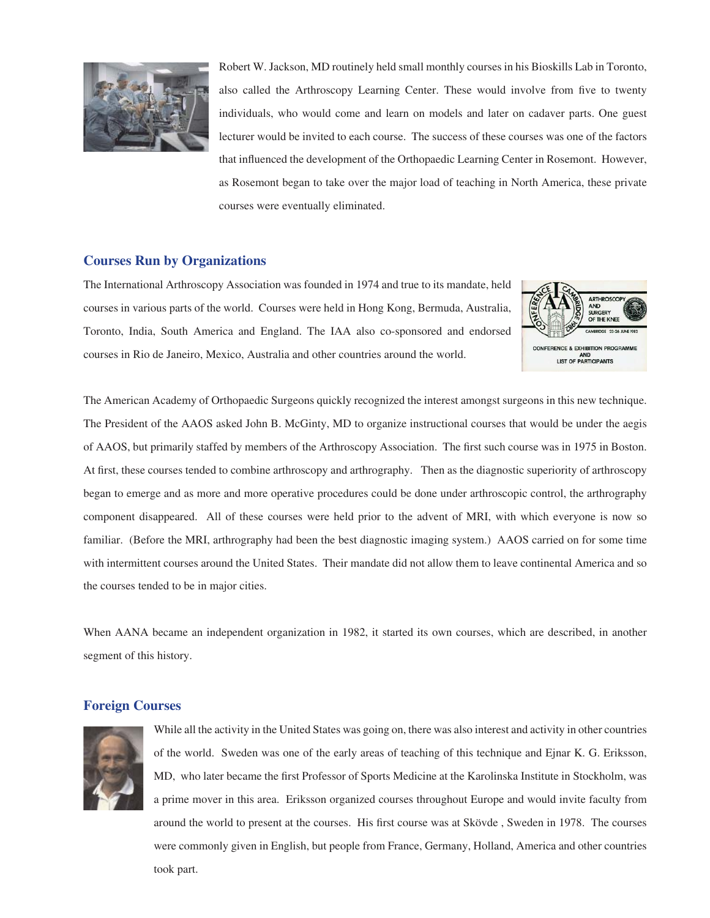Robert W. Jackson, MD routinely held small monthly courses in his Bioskills Lab in Toronto, also called the Arthroscopy Learning Center. These would involve from five to twenty individuals, who would come and learn on models and later on cadaver parts. One guest lecturer would be invited to each course. The success of these courses was one of the factors that influenced the development of the Orthopaedic Learning Center in Rosemont. However, as Rosemont began to take over the major load of teaching in North America, these private courses were eventually eliminated.

## Courses Run by Organizations

The International Arthroscopy Association was founded in 1974 and true to its mandate, held courses in various parts of the world. Courses were held in Hong Kong, Bermuda, Australia, Toronto, India, South America and England. The IAA also co-sponsored and endorsed courses in Rio de Janeiro, Mexico, Australia and other countries around the world.

The American Academy of Orthopaedic Surgeons quickly recognized the interest amongst surgeons in this new technique. The President of the AAOS asked John B. McGinty, MD to organize instructional courses that would be under the aegis of AAOS, but primarily staffed by members of the Arthroscopy Association. The first such course was in 1975 in Boston. At first, these courses tended to combine arthroscopy and arthrography. Then as the diagnostic superiority of arthroscopy began to emerge and as more and more operative procedures could be done under arthroscopic control, the arthrography component disappeared. All of these courses were held prior to the advent of MRI, with which everyone is now so familiar. (Before the MRI, arthrography had been the best diagnostic imaging system.) AAOS carried on for some time with intermittent courses around the United States. Their mandate did not allow them to leave continental America and so the courses tended to be in major cities.

When AANA became an independent organization in 1982, it started its own courses, which are described, in another segment of this history.

## Foreign Courses

While all the activity in the United States was going on, there was also interest and activity in other countries of the world. Sweden was one of the early areas of teaching of this technique and Ejnar K. G. Eriksson, MD, who later became the first Professor of Sports Medicine at the Karolinska Institute in Stockholm, was a prime mover in this area. Eriksson organized courses throughout Europe and would invite faculty from around the world to present at the courses. His first course was at Skövde , Sweden in 1978. The courses were commonly given in English, but people from France, Germany, Holland, America and other countries took part.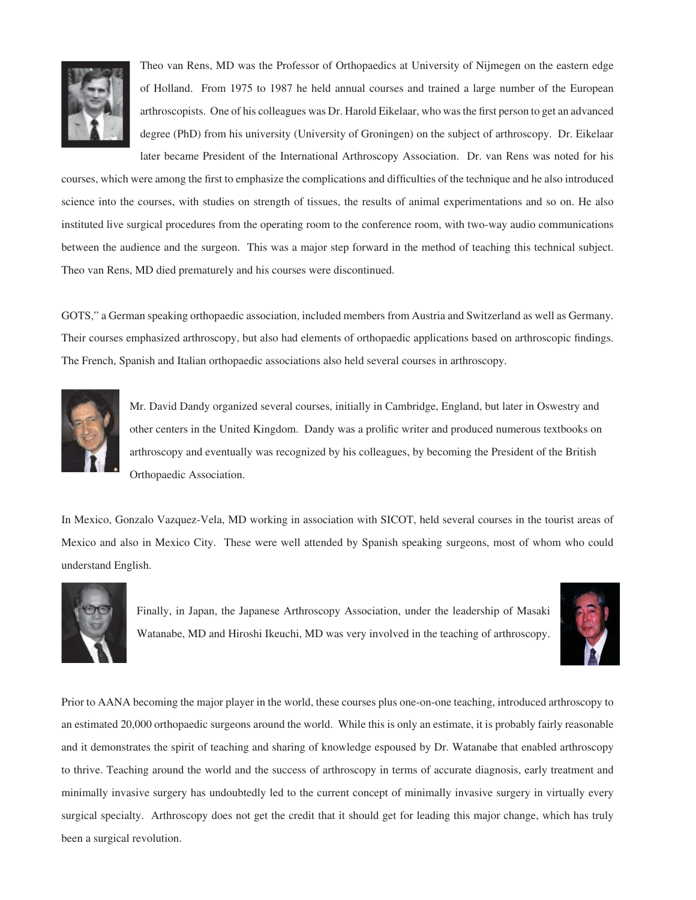Theo van Rens, MD was the Professor of Orthopaedics at University of Nijmegen on the eastern edge of Holland. From 1975 to 1987 he held annual courses and trained a large number of the European arthroscopists. One of his colleagues was Dr. Harold Eikelaar, who was the first person to get an advanced degree (PhD) from his university (University of Groningen) on the subject of arthroscopy. Dr. Eikelaar later became President of the International Arthroscopy Association. Dr. van Rens was noted for his courses, which were among the first to emphasize the complications and difficulties of the technique and he also introduced science into the courses, with studies on strength of tissues, the results of animal experimentations and so on. He also instituted live surgical procedures from the operating room to the conference room, with two-way audio communications between the audience and the surgeon. This was a major step forward in the method of teaching this technical subject. Theo van Rens, MD died prematurely and his courses were discontinued.

GOTS," a German speaking orthopaedic association, included members from Austria and Switzerland as well as Germany. Their courses emphasized arthroscopy, but also had elements of orthopaedic applications based on arthroscopic findings. The French, Spanish and Italian orthopaedic associations also held several courses in arthroscopy.

Mr. David Dandy organized several courses, initially in Cambridge, England, but later in Oswestry and other centers in the United Kingdom. Dandy was a prolific writer and produced numerous textbooks on arthroscopy and eventually was recognized by his colleagues, by becoming the President of the British Orthopaedic Association.

In Mexico, Gonzalo Vazquez-Vela, MD working in association with SICOT, held several courses in the tourist areas of Mexico and also in Mexico City. These were well attended by Spanish speaking surgeons, most of whom who could understand English.

Finally, in Japan, the Japanese Arthroscopy Association, under the leadership of Masaki Watanabe, MD and Hiroshi Ikeuchi, MD was very involved in the teaching of arthroscopy.

Prior to AANA becoming the major player in the world, these courses plus one-on-one teaching, introduced arthroscopy to an estimated 20,000 orthopaedic surgeons around the world. While this is only an estimate, it is probably fairly reasonable and it demonstrates the spirit of teaching and sharing of knowledge espoused by Dr. Watanabe that enabled arthroscopy to thrive. Teaching around the world and the success of arthroscopy in terms of accurate diagnosis, early treatment and minimally invasive surgery has undoubtedly led to the current concept of minimally invasive surgery in virtually every surgical specialty. Arthroscopy does not get the credit that it should get for leading this major change, which has truly been a surgical revolution.